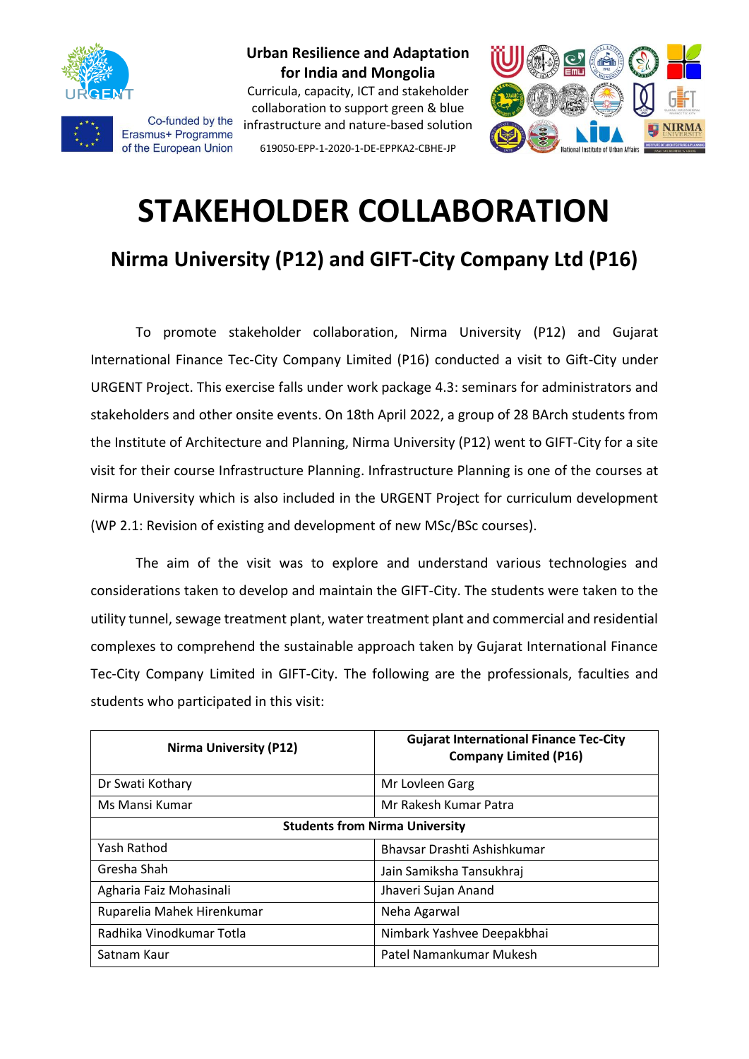Urban Resilience and Adaptation for India and Mongolia

Curricula, capacity, ICT and stakeholder collaboration to support green & blue infrastructure and nature-based solution

619050-EPP-1-2020-1-DE-EPPKA2-CBHE-JP

Co-funded by the Erasmus+ Programme of the European Union

# STAKEHOLDER COLLABORATION

## Nirma University (P12) and GIFT-City Company Ltd (P16)

To promote stakeholder collaboration, Nirma University (P12) and Gujarat International Finance Tec-City Company Limited (P16) conducted a visit to Gift-City under URGENT Project. This exercise falls under work package 4.3: seminars for administrators and stakeholders and other onsite events. On 18th April 2022, a group of 28 BArch students from the Institute of Architecture and Planning, Nirma University (P12) went to GIFT-City for a site visit for their course Infrastructure Planning. Infrastructure Planning is one of the courses at Nirma University which is also included in the URGENT Project for curriculum development (WP 2.1: Revision of existing and development of new MSc/BSc courses).

The aim of the visit was to explore and understand various technologies and considerations taken to develop and maintain the GIFT-City. The students were taken to the utility tunnel, sewage treatment plant, water treatment plant and commercial and residential complexes to comprehend the sustainable approach taken by Gujarat International Finance Tec-City Company Limited in GIFT-City. The following are the professionals, faculties and students who participated in this visit:

| Nirma University (P12) | Gujarat International Finance Tec-City Company Limited (P16) |
|---|---|
| Dr Swati Kothary | Mr Lovleen Garg |
| Ms Mansi Kumar | Mr Rakesh Kumar Patra |
| **Students from Nirma University** | |
| Yash Rathod | Bhavsar Drashti Ashishkumar |
| Gresha Shah | Jain Samiksha Tansukhraj |
| Agharia Faiz Mohasinali | Jhaveri Sujan Anand |
| Ruparelia Mahek Hirenkumar | Neha Agarwal |
| Radhika Vinodkumar Totla | Nimbark Yashvee Deepakbhai |
| Satnam Kaur | Patel Namankumar Mukesh |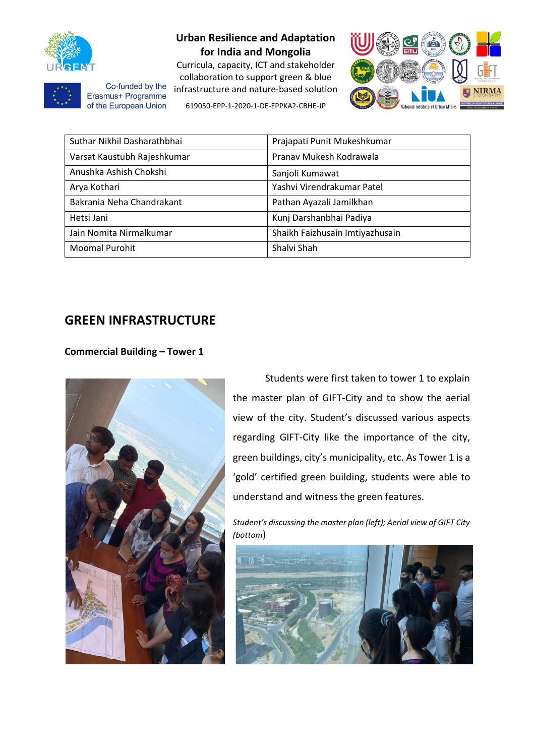| Suthar Nikhil Dasharathbhai | Prajapati Punit Mukeshkumar |
|---|---|
| Varsat Kaustubh Rajeshkumar | Pranav Mukesh Kodrawala |
| Anushka Ashish Chokshi | Sanjoli Kumawat |
| Arya Kothari | Yashvi Virendrakumar Patel |
| Bakrania Neha Chandrakant | Pathan Ayazali Jamilkhan |
| Hetsi Jani | Kunj Darshanbhai Padiya |
| Jain Nomita Nirmalkumar | Shaikh Faizhusain Imtiyazhusain |
| Moomal Purohit | Shalvi Shah |

## GREEN INFRASTRUCTURE

### Commercial Building – Tower 1

Students were first taken to tower 1 to explain the master plan of GIFT-City and to show the aerial view of the city. Student's discussed various aspects regarding GIFT-City like the importance of the city, green buildings, city's municipality, etc. As Tower 1 is a 'gold' certified green building, students were able to understand and witness the green features.

*Student's discussing the master plan (left); Aerial view of GIFT City (bottom)*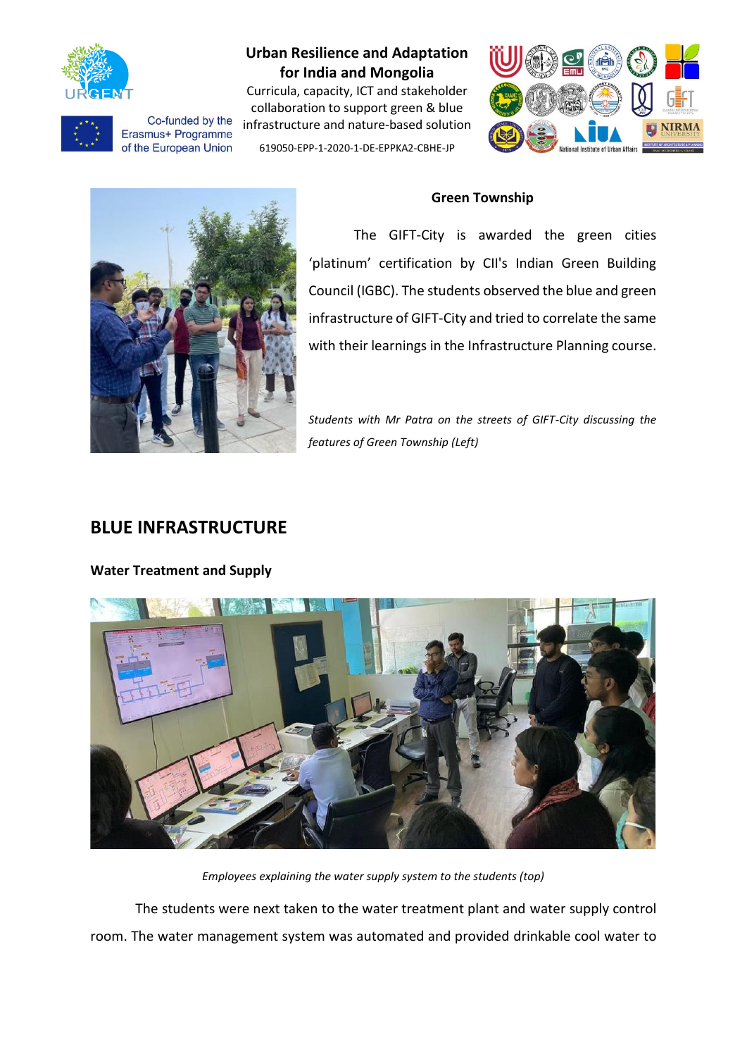### Green Township

The GIFT-City is awarded the green cities 'platinum' certification by CII's Indian Green Building Council (IGBC). The students observed the blue and green infrastructure of GIFT-City and tried to correlate the same with their learnings in the Infrastructure Planning course.

*Students with Mr Patra on the streets of GIFT-City discussing the features of Green Township (Left)*

## BLUE INFRASTRUCTURE

### Water Treatment and Supply

*Employees explaining the water supply system to the students (top)*

The students were next taken to the water treatment plant and water supply control room. The water management system was automated and provided drinkable cool water to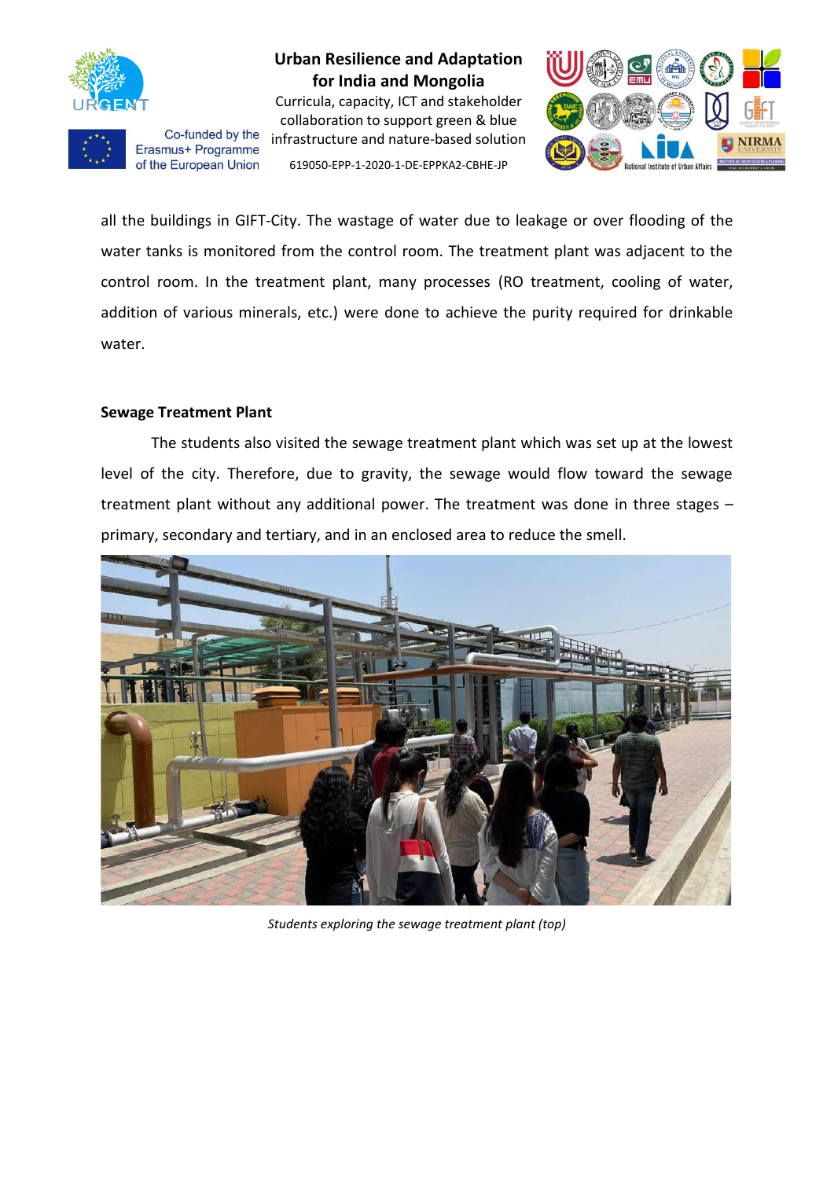all the buildings in GIFT-City. The wastage of water due to leakage or over flooding of the water tanks is monitored from the control room. The treatment plant was adjacent to the control room. In the treatment plant, many processes (RO treatment, cooling of water, addition of various minerals, etc.) were done to achieve the purity required for drinkable water.

**Sewage Treatment Plant**

The students also visited the sewage treatment plant which was set up at the lowest level of the city. Therefore, due to gravity, the sewage would flow toward the sewage treatment plant without any additional power. The treatment was done in three stages – primary, secondary and tertiary, and in an enclosed area to reduce the smell.

*Students exploring the sewage treatment plant (top)*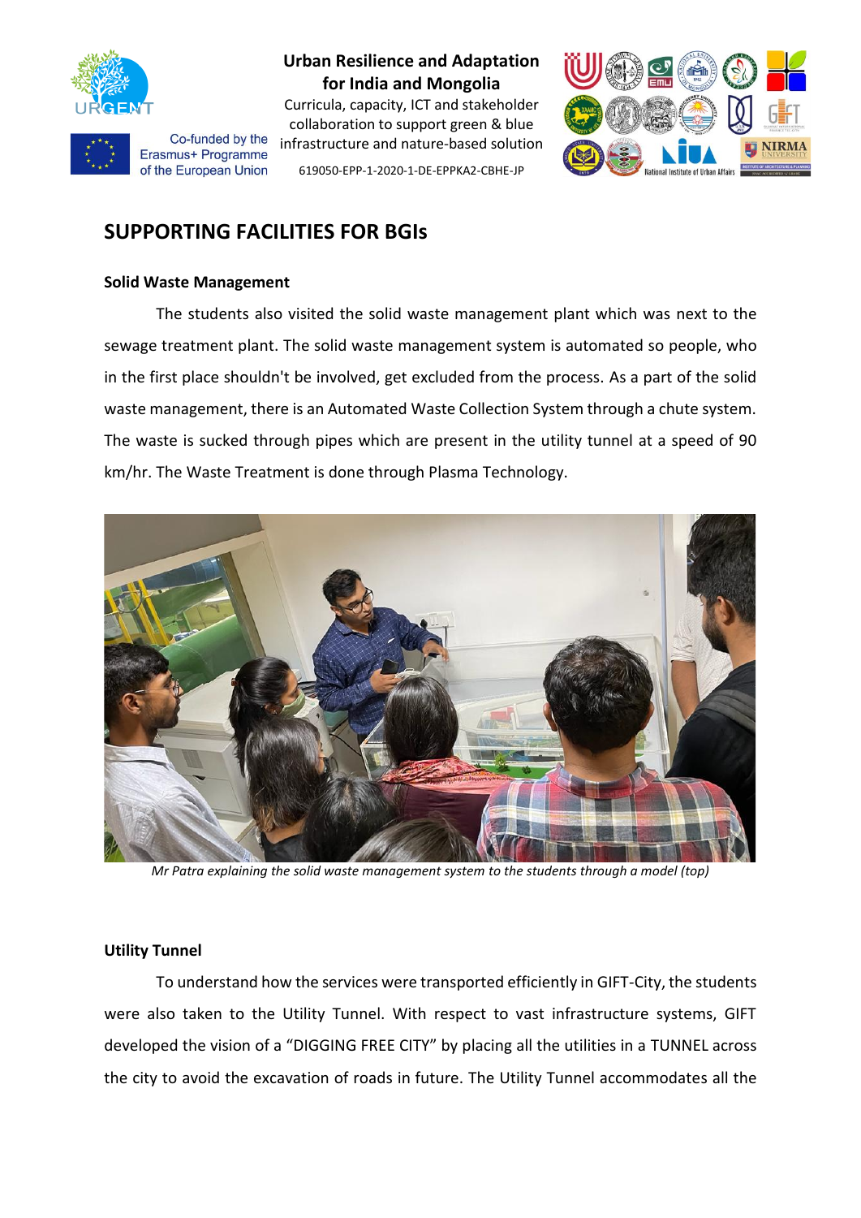## SUPPORTING FACILITIES FOR BGIs

### Solid Waste Management

The students also visited the solid waste management plant which was next to the sewage treatment plant. The solid waste management system is automated so people, who in the first place shouldn't be involved, get excluded from the process. As a part of the solid waste management, there is an Automated Waste Collection System through a chute system. The waste is sucked through pipes which are present in the utility tunnel at a speed of 90 km/hr. The Waste Treatment is done through Plasma Technology.

*Mr Patra explaining the solid waste management system to the students through a model (top)*

### Utility Tunnel

To understand how the services were transported efficiently in GIFT-City, the students were also taken to the Utility Tunnel. With respect to vast infrastructure systems, GIFT developed the vision of a "DIGGING FREE CITY" by placing all the utilities in a TUNNEL across the city to avoid the excavation of roads in future. The Utility Tunnel accommodates all the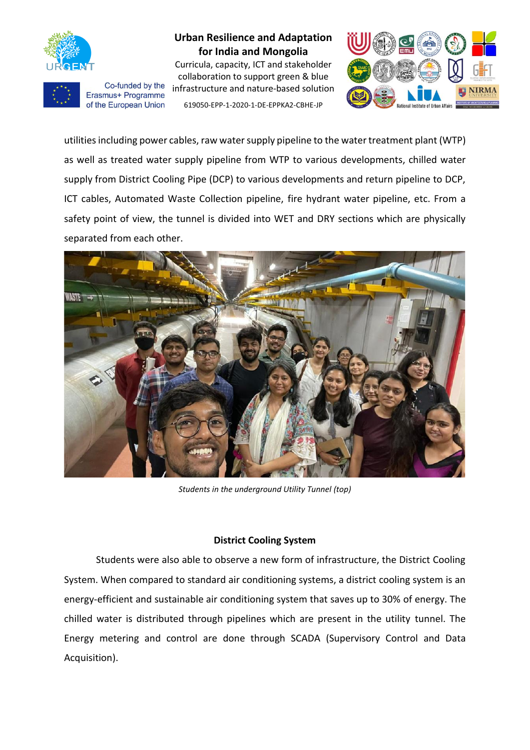utilities including power cables, raw water supply pipeline to the water treatment plant (WTP) as well as treated water supply pipeline from WTP to various developments, chilled water supply from District Cooling Pipe (DCP) to various developments and return pipeline to DCP, ICT cables, Automated Waste Collection pipeline, fire hydrant water pipeline, etc. From a safety point of view, the tunnel is divided into WET and DRY sections which are physically separated from each other.

*Students in the underground Utility Tunnel (top)*

**District Cooling System**

Students were also able to observe a new form of infrastructure, the District Cooling System. When compared to standard air conditioning systems, a district cooling system is an energy-efficient and sustainable air conditioning system that saves up to 30% of energy. The chilled water is distributed through pipelines which are present in the utility tunnel. The Energy metering and control are done through SCADA (Supervisory Control and Data Acquisition).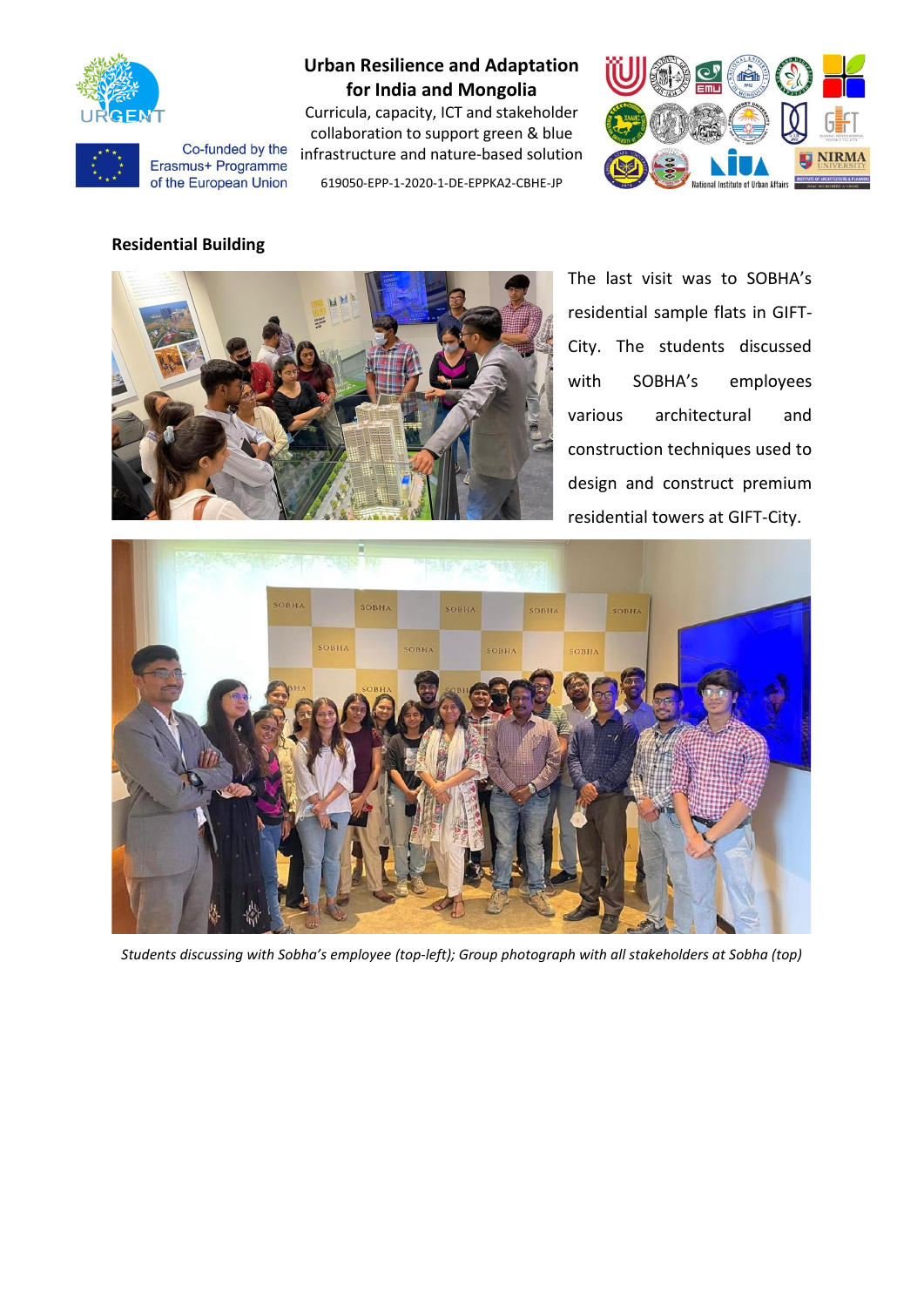**Residential Building**

The last visit was to SOBHA's residential sample flats in GIFT-City. The students discussed with SOBHA's employees various architectural and construction techniques used to design and construct premium residential towers at GIFT-City.

*Students discussing with Sobha's employee (top-left); Group photograph with all stakeholders at Sobha (top)*